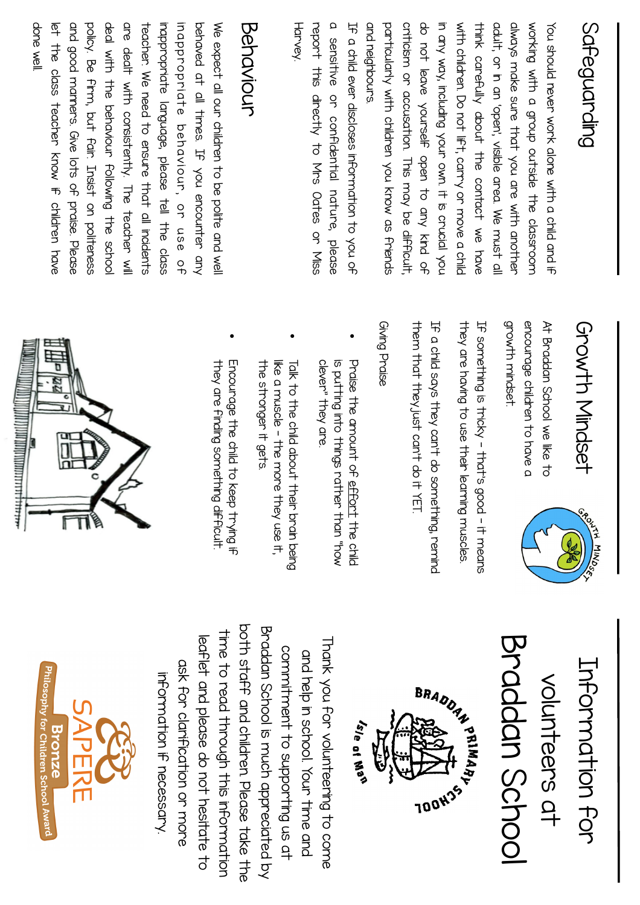## Safeguarding

You should never work alone with a child and if working with a group outside the classroom always make sure that you are with another adult, or in an 'open', visible area. We must all think carefully about the contact we have with children. Do not lift, carry or move a child in any way, including your own. It is crucial you do not leave yourself open to any kind of criticism or accusation. This may be difficult, particularly with children you know as friends and neighbours.

If a child ever discloses information to you of a sensitive or confidential nature, please report this directly to Mrs Oates or Miss Harvey.

## Behaviour

We expect all our children to be polite and well behaved at all times. If you encounter any inappropriate behaviour, or use of inappropriate language, please tell the class teacher. We need to ensure that all incidents are dealt with consistently. The teacher will deal with the behaviour following the school policy. Be firm, but fair. Insist on politeness and good manners. Give lots of praise. Please let the class teacher know if children have done well.

## Growth Mindset

At Braddan School we like to encourage children to have a growth mindset.

If something is tricky – that's good – it means they are having to use their learning muscles.

If a child says they can't do something, remind them that they just can't do it YET.

Giving Praise

- Praise the amount of effort the child is putting into things rather than "how clever" they are.
- Talk to the child about their brain being like a muscle – the more they use it, the stronger it gets.
- Encourage the child to keep trying if they are finding something difficult.

# Information for volunteers at Braddan School

Thank you for volunteering to come and help in school. Your time and commitment to supporting us at Braddan School is much appreciated by both staff and children. Please take the time to read through this information leaflet and please do not hesitate to ask for clarification or more information if necessary.

SAPERE Bronze Philosophy for Children School Award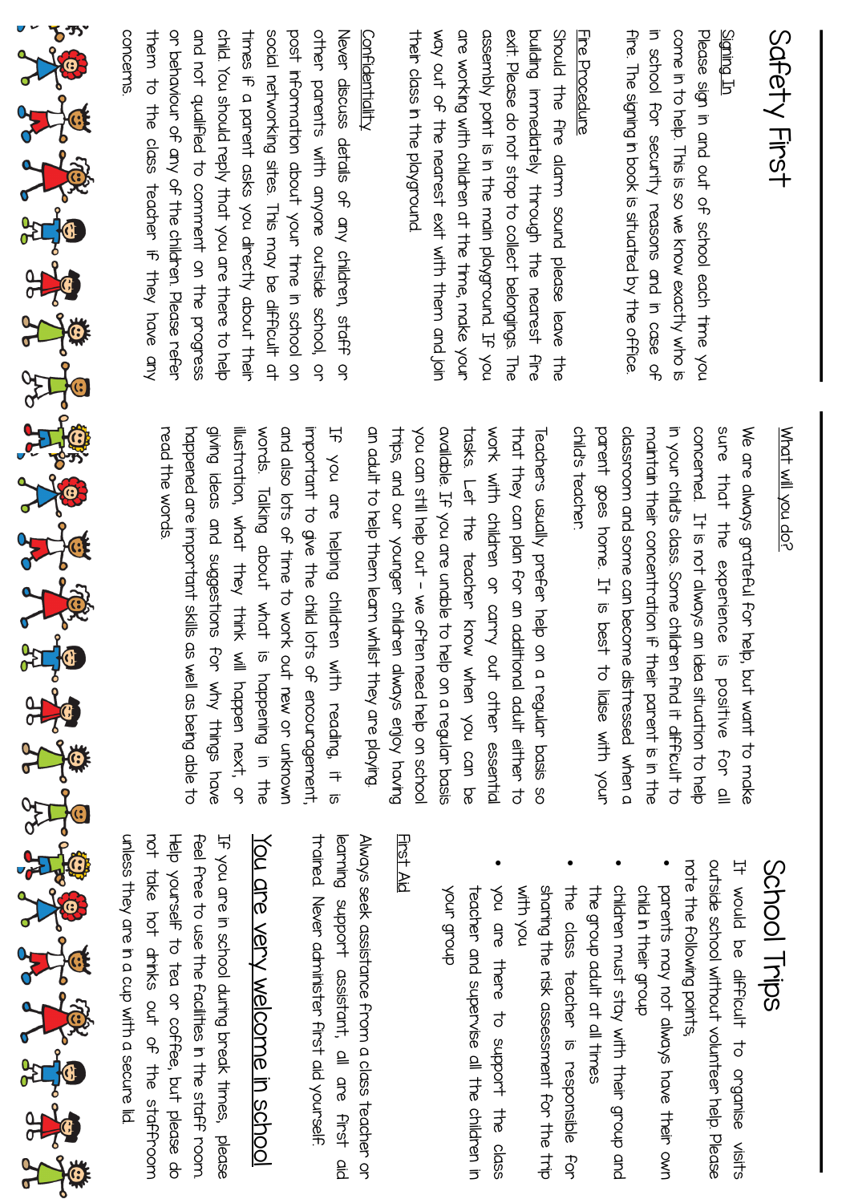# Safety First

## Signing In

Please sign in and out of school each time you come in to help. This is so we know exactly who is in school for security reasons and in case of fire. The signing in book is situated by the office.

## Fire Procedure

Should the fire alarm sound please leave the building immediately through the nearest fire exit. Please do not stop to collect belongings. The assembly point is in the main playground. If you are working with children at the time, make your way out of the nearest exit with them and join their class in the playground.

## Confidentiality

Never discuss details of any children, staff or other parents with anyone outside school, or post information about your time in school on social networking sites. This may be difficult at times if a parent asks you directly about their child. You should reply that you are there to help and not qualified to comment on the progress or behaviour of any of the children. Please refer them to the class teacher if they have any concerns.

## What will you do?

We are always grateful for help, but want to make sure that the experience is positive for all concerned. It is not always an idea situation to help in your child's class. Some children find it difficult to maintain their concentration if their parent is in the classroom and some can become distressed when a parent goes home. It is best to liaise with your child's teacher.

Teachers usually prefer help on a regular basis so that they can plan for an additional adult either to work with children or carry out other essential tasks. Let the teacher know when you can be available. If you are unable to help on a regular basis you can still help out - we often need help on school trips, and our younger children always enjoy having an adult to help them learn whilst they are playing.

If you are helping children with reading, it is important to give the child lots of encouragement, and also lots of time to work out new or unknown words. Talking about what is happening in the illustration, what they think will happen next, or giving ideas and suggestions for why things have happened are important skills as well as being able to read the words.

# School Trips

It would be difficult to organise visits outside school without volunteer help. Please note the following points,

- parents may not always have their own child in their group
- children must stay with their group and the group adult at all times
- the class teacher is responsible for sharing the risk assessment for the trip with you
- you are there to support the class teacher and supervise all the children in your group

## First Aid

Always seek assistance from a class teacher or learning support assistant, all are first aid trained. Never administer first aid yourself.

## You are very welcome in school

If you are in school during break times, please feel free to use the facilities in the staff room. Help yourself to tea or coffee, but please do not take hot drinks out of the staffroom unless they are in a cup with a secure lid.